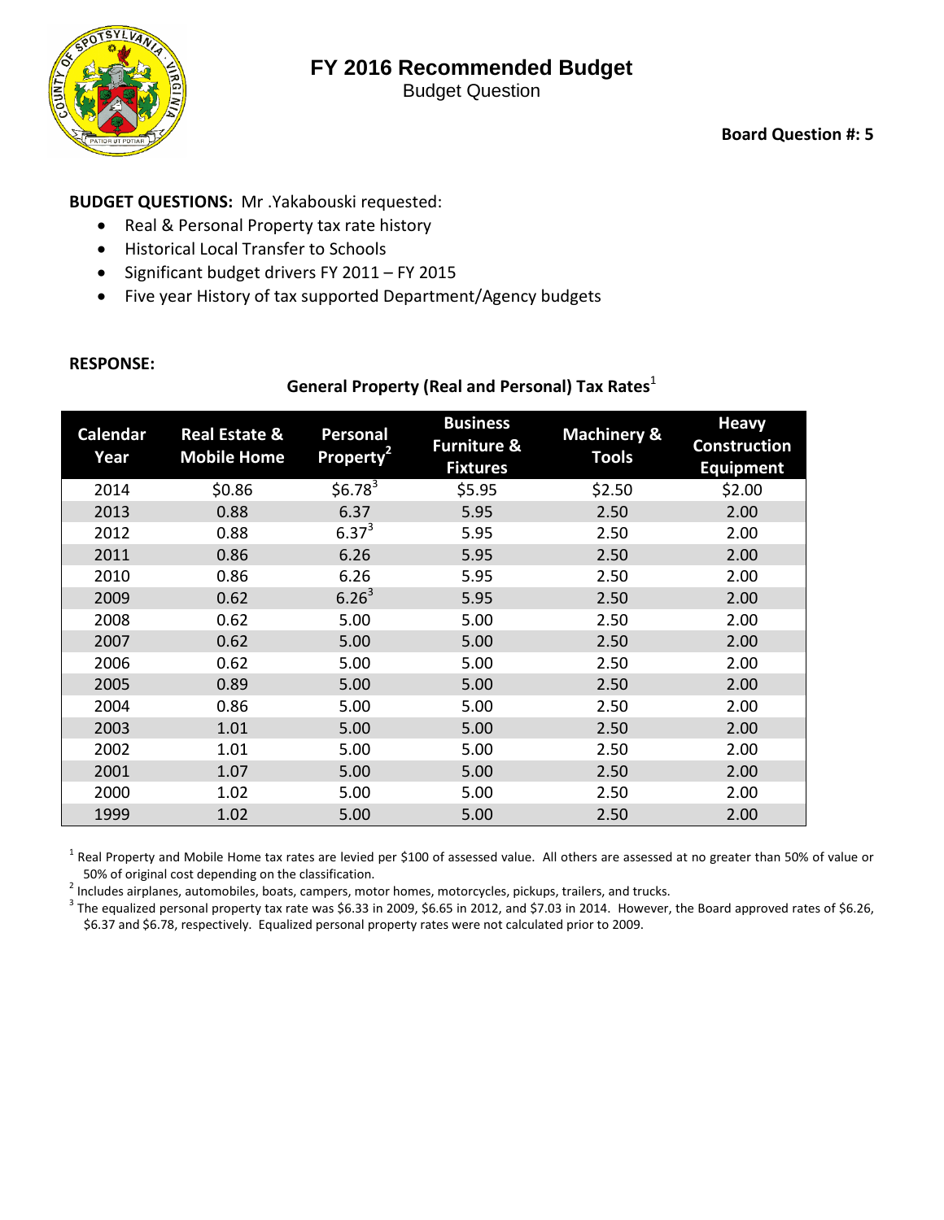# FY 2016 Recommended Budget

Budget Question

**Board Question #: 5**

**BUDGET QUESTIONS:** Mr .Yakabouski requested:

- Real & Personal Property tax rate history
- Historical Local Transfer to Schools
- Significant budget drivers FY 2011 – FY 2015
- Five year History of tax supported Department/Agency budgets

**RESPONSE:**

**General Property (Real and Personal) Tax Rates**[1]

| Calendar Year | Real Estate & Mobile Home | Personal Property[2] | Business Furniture & Fixtures | Machinery & Tools | Heavy Construction Equipment |
|---|---|---|---|---|---|
| 2014 | $0.86 | $6.78[3] | $5.95 | $2.50 | $2.00 |
| 2013 | 0.88 | 6.37 | 5.95 | 2.50 | 2.00 |
| 2012 | 0.88 | 6.37[3] | 5.95 | 2.50 | 2.00 |
| 2011 | 0.86 | 6.26 | 5.95 | 2.50 | 2.00 |
| 2010 | 0.86 | 6.26 | 5.95 | 2.50 | 2.00 |
| 2009 | 0.62 | 6.26[3] | 5.95 | 2.50 | 2.00 |
| 2008 | 0.62 | 5.00 | 5.00 | 2.50 | 2.00 |
| 2007 | 0.62 | 5.00 | 5.00 | 2.50 | 2.00 |
| 2006 | 0.62 | 5.00 | 5.00 | 2.50 | 2.00 |
| 2005 | 0.89 | 5.00 | 5.00 | 2.50 | 2.00 |
| 2004 | 0.86 | 5.00 | 5.00 | 2.50 | 2.00 |
| 2003 | 1.01 | 5.00 | 5.00 | 2.50 | 2.00 |
| 2002 | 1.01 | 5.00 | 5.00 | 2.50 | 2.00 |
| 2001 | 1.07 | 5.00 | 5.00 | 2.50 | 2.00 |
| 2000 | 1.02 | 5.00 | 5.00 | 2.50 | 2.00 |
| 1999 | 1.02 | 5.00 | 5.00 | 2.50 | 2.00 |

[1] Real Property and Mobile Home tax rates are levied per $100 of assessed value. All others are assessed at no greater than 50% of value or 50% of original cost depending on the classification.

[2] Includes airplanes, automobiles, boats, campers, motor homes, motorcycles, pickups, trailers, and trucks.

[3] The equalized personal property tax rate was $6.33 in 2009, $6.65 in 2012, and $7.03 in 2014. However, the Board approved rates of $6.26, $6.37 and $6.78, respectively. Equalized personal property rates were not calculated prior to 2009.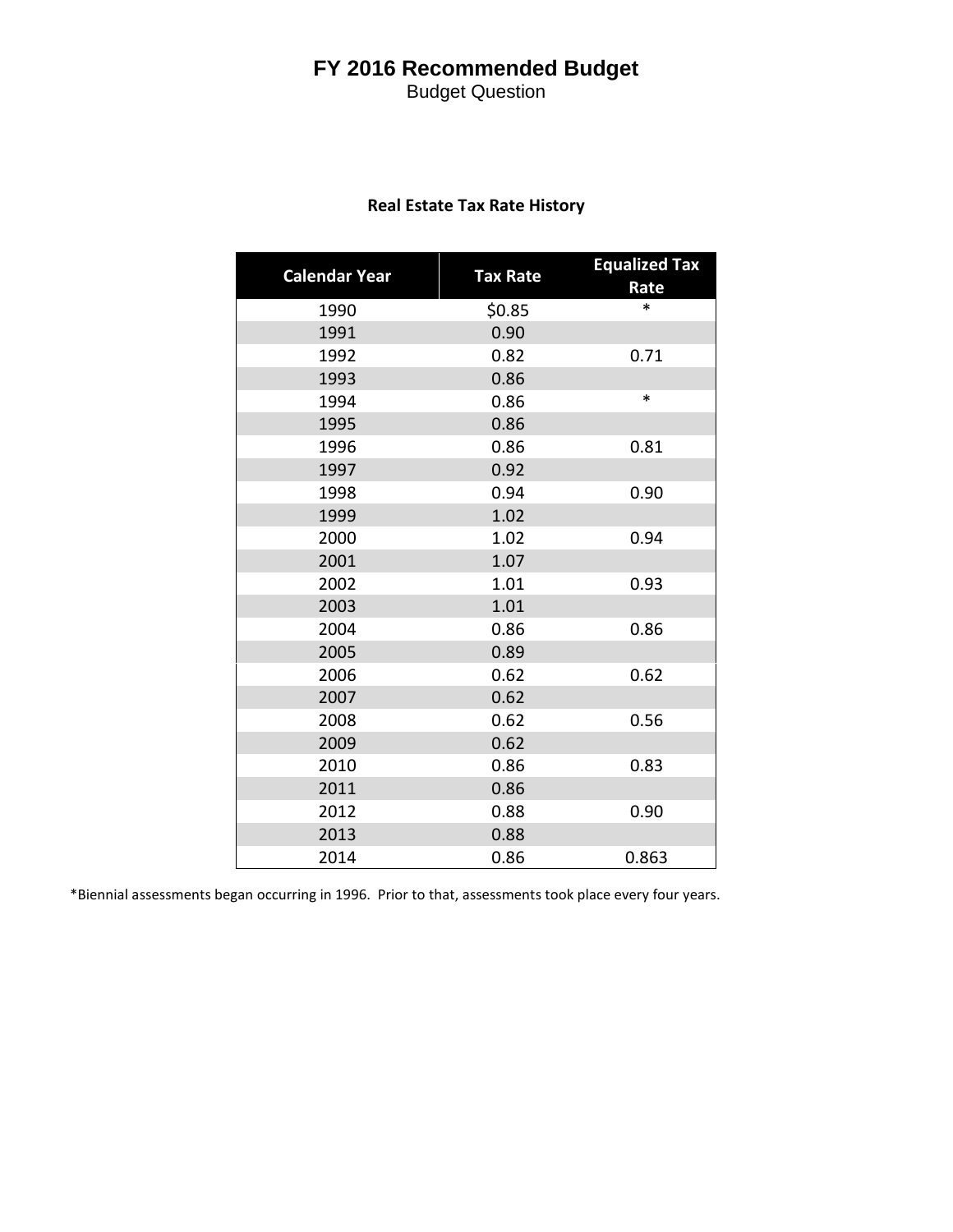# FY 2016 Recommended Budget

Budget Question

## Real Estate Tax Rate History

| Calendar Year | Tax Rate | Equalized Tax Rate |
|---|---|---|
| 1990 | $0.85 | * |
| 1991 | 0.90 | |
| 1992 | 0.82 | 0.71 |
| 1993 | 0.86 | |
| 1994 | 0.86 | * |
| 1995 | 0.86 | |
| 1996 | 0.86 | 0.81 |
| 1997 | 0.92 | |
| 1998 | 0.94 | 0.90 |
| 1999 | 1.02 | |
| 2000 | 1.02 | 0.94 |
| 2001 | 1.07 | |
| 2002 | 1.01 | 0.93 |
| 2003 | 1.01 | |
| 2004 | 0.86 | 0.86 |
| 2005 | 0.89 | |
| 2006 | 0.62 | 0.62 |
| 2007 | 0.62 | |
| 2008 | 0.62 | 0.56 |
| 2009 | 0.62 | |
| 2010 | 0.86 | 0.83 |
| 2011 | 0.86 | |
| 2012 | 0.88 | 0.90 |
| 2013 | 0.88 | |
| 2014 | 0.86 | 0.863 |

*Biennial assessments began occurring in 1996. Prior to that, assessments took place every four years.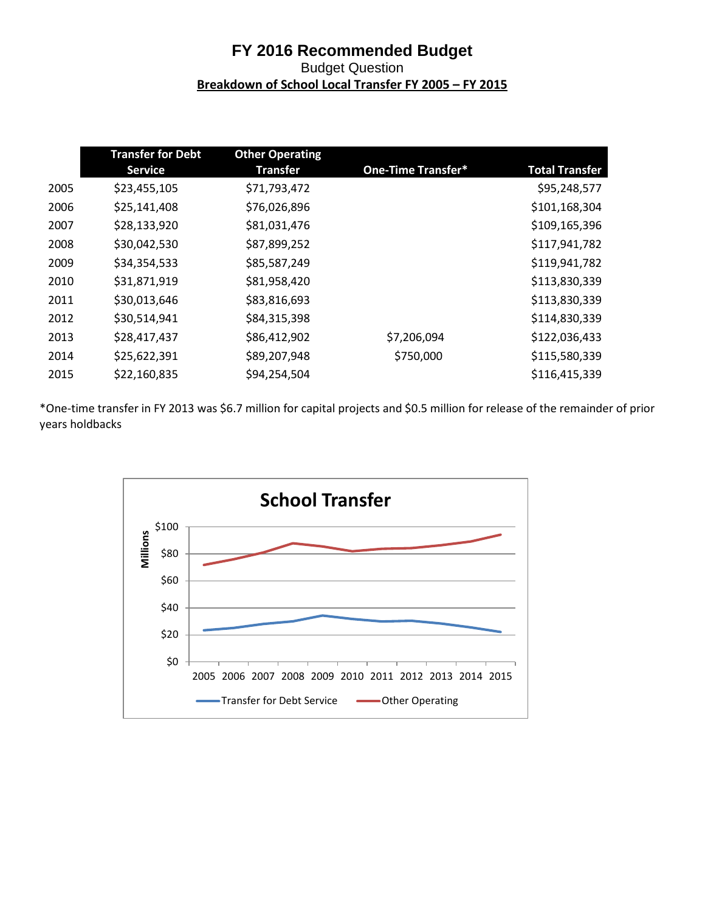# FY 2016 Recommended Budget

Budget Question

**Breakdown of School Local Transfer FY 2005 – FY 2015**

| | Transfer for Debt Service | Other Operating Transfer | One-Time Transfer* | Total Transfer |
|---|---|---|---|---|
| 2005 | $23,455,105 | $71,793,472 | | $95,248,577 |
| 2006 | $25,141,408 | $76,026,896 | | $101,168,304 |
| 2007 | $28,133,920 | $81,031,476 | | $109,165,396 |
| 2008 | $30,042,530 | $87,899,252 | | $117,941,782 |
| 2009 | $34,354,533 | $85,587,249 | | $119,941,782 |
| 2010 | $31,871,919 | $81,958,420 | | $113,830,339 |
| 2011 | $30,013,646 | $83,816,693 | | $113,830,339 |
| 2012 | $30,514,941 | $84,315,398 | | $114,830,339 |
| 2013 | $28,417,437 | $86,412,902 | $7,206,094 | $122,036,433 |
| 2014 | $25,622,391 | $89,207,948 | $750,000 | $115,580,339 |
| 2015 | $22,160,835 | $94,254,504 | | $116,415,339 |

*One-time transfer in FY 2013 was $6.7 million for capital projects and $0.5 million for release of the remainder of prior years holdbacks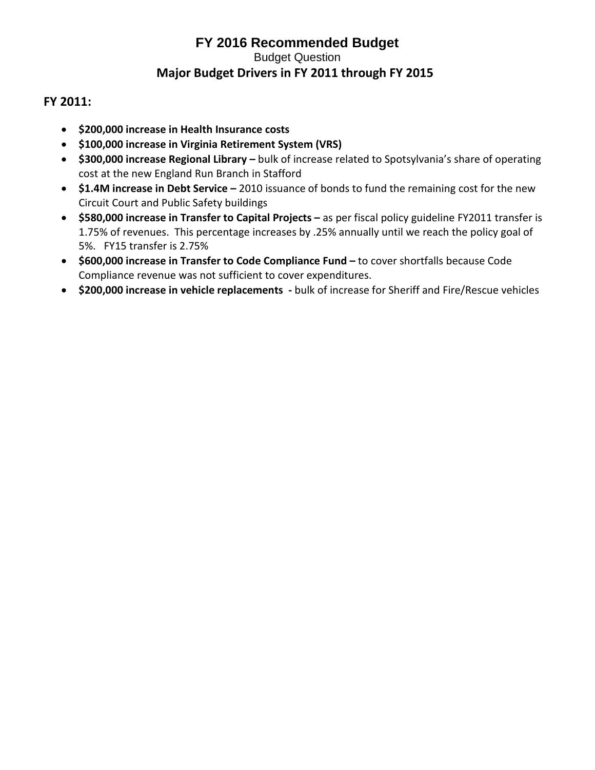# FY 2016 Recommended Budget

Budget Question

## Major Budget Drivers in FY 2011 through FY 2015

### FY 2011:

- **$200,000 increase in Health Insurance costs**
- **$100,000 increase in Virginia Retirement System (VRS)**
- **$300,000 increase Regional Library –** bulk of increase related to Spotsylvania's share of operating cost at the new England Run Branch in Stafford
- **$1.4M increase in Debt Service –** 2010 issuance of bonds to fund the remaining cost for the new Circuit Court and Public Safety buildings
- **$580,000 increase in Transfer to Capital Projects –** as per fiscal policy guideline FY2011 transfer is 1.75% of revenues. This percentage increases by .25% annually until we reach the policy goal of 5%. FY15 transfer is 2.75%
- **$600,000 increase in Transfer to Code Compliance Fund –** to cover shortfalls because Code Compliance revenue was not sufficient to cover expenditures.
- **$200,000 increase in vehicle replacements -** bulk of increase for Sheriff and Fire/Rescue vehicles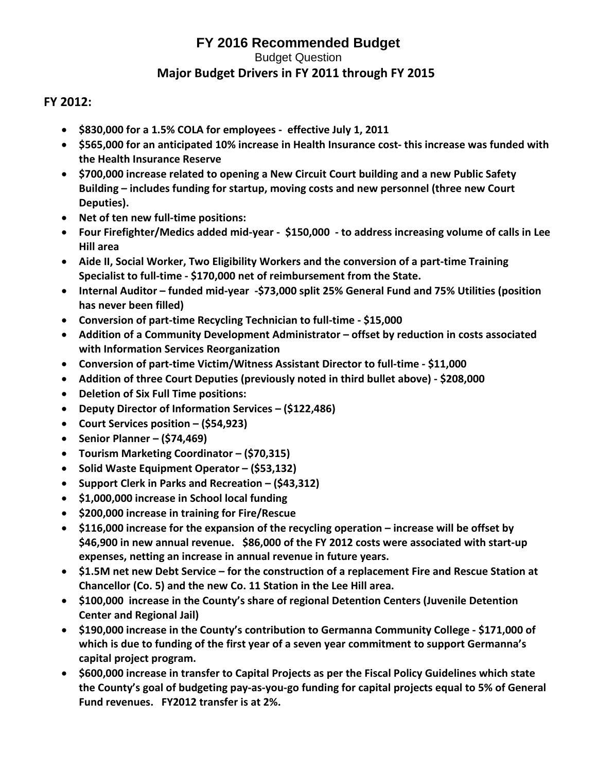# FY 2016 Recommended Budget

Budget Question

## Major Budget Drivers in FY 2011 through FY 2015

### FY 2012:

- **$830,000 for a 1.5% COLA for employees - effective July 1, 2011**
- **$565,000 for an anticipated 10% increase in Health Insurance cost- this increase was funded with the Health Insurance Reserve**
- **$700,000 increase related to opening a New Circuit Court building and a new Public Safety Building – includes funding for startup, moving costs and new personnel (three new Court Deputies).**
- **Net of ten new full-time positions:**
- **Four Firefighter/Medics added mid-year - $150,000 - to address increasing volume of calls in Lee Hill area**
- **Aide II, Social Worker, Two Eligibility Workers and the conversion of a part-time Training Specialist to full-time - $170,000 net of reimbursement from the State.**
- **Internal Auditor – funded mid-year -$73,000 split 25% General Fund and 75% Utilities (position has never been filled)**
- **Conversion of part-time Recycling Technician to full-time - $15,000**
- **Addition of a Community Development Administrator – offset by reduction in costs associated with Information Services Reorganization**
- **Conversion of part-time Victim/Witness Assistant Director to full-time - $11,000**
- **Addition of three Court Deputies (previously noted in third bullet above) - $208,000**
- **Deletion of Six Full Time positions:**
- **Deputy Director of Information Services – ($122,486)**
- **Court Services position – ($54,923)**
- **Senior Planner – ($74,469)**
- **Tourism Marketing Coordinator – ($70,315)**
- **Solid Waste Equipment Operator – ($53,132)**
- **Support Clerk in Parks and Recreation – ($43,312)**
- **$1,000,000 increase in School local funding**
- **$200,000 increase in training for Fire/Rescue**
- **$116,000 increase for the expansion of the recycling operation – increase will be offset by $46,900 in new annual revenue. $86,000 of the FY 2012 costs were associated with start-up expenses, netting an increase in annual revenue in future years.**
- **$1.5M net new Debt Service – for the construction of a replacement Fire and Rescue Station at Chancellor (Co. 5) and the new Co. 11 Station in the Lee Hill area.**
- **$100,000 increase in the County's share of regional Detention Centers (Juvenile Detention Center and Regional Jail)**
- **$190,000 increase in the County's contribution to Germanna Community College - $171,000 of which is due to funding of the first year of a seven year commitment to support Germanna's capital project program.**
- **$600,000 increase in transfer to Capital Projects as per the Fiscal Policy Guidelines which state the County's goal of budgeting pay-as-you-go funding for capital projects equal to 5% of General Fund revenues. FY2012 transfer is at 2%.**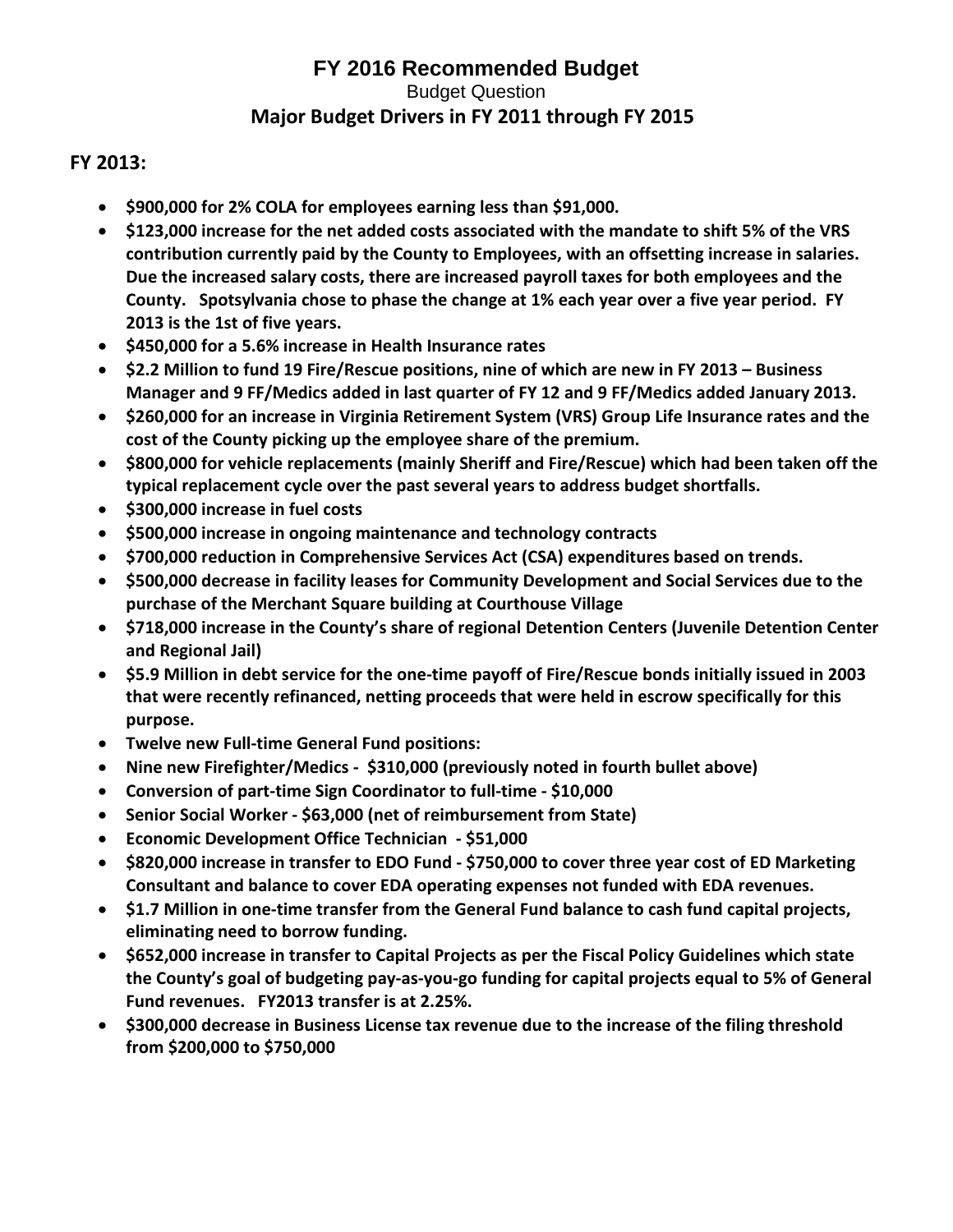# FY 2016 Recommended Budget

Budget Question

## Major Budget Drivers in FY 2011 through FY 2015

### FY 2013:

- **$900,000 for 2% COLA for employees earning less than $91,000.**
- **$123,000 increase for the net added costs associated with the mandate to shift 5% of the VRS contribution currently paid by the County to Employees, with an offsetting increase in salaries. Due the increased salary costs, there are increased payroll taxes for both employees and the County. Spotsylvania chose to phase the change at 1% each year over a five year period. FY 2013 is the 1st of five years.**
- **$450,000 for a 5.6% increase in Health Insurance rates**
- **$2.2 Million to fund 19 Fire/Rescue positions, nine of which are new in FY 2013 – Business Manager and 9 FF/Medics added in last quarter of FY 12 and 9 FF/Medics added January 2013.**
- **$260,000 for an increase in Virginia Retirement System (VRS) Group Life Insurance rates and the cost of the County picking up the employee share of the premium.**
- **$800,000 for vehicle replacements (mainly Sheriff and Fire/Rescue) which had been taken off the typical replacement cycle over the past several years to address budget shortfalls.**
- **$300,000 increase in fuel costs**
- **$500,000 increase in ongoing maintenance and technology contracts**
- **$700,000 reduction in Comprehensive Services Act (CSA) expenditures based on trends.**
- **$500,000 decrease in facility leases for Community Development and Social Services due to the purchase of the Merchant Square building at Courthouse Village**
- **$718,000 increase in the County's share of regional Detention Centers (Juvenile Detention Center and Regional Jail)**
- **$5.9 Million in debt service for the one-time payoff of Fire/Rescue bonds initially issued in 2003 that were recently refinanced, netting proceeds that were held in escrow specifically for this purpose.**
- **Twelve new Full-time General Fund positions:**
- **Nine new Firefighter/Medics - $310,000 (previously noted in fourth bullet above)**
- **Conversion of part-time Sign Coordinator to full-time - $10,000**
- **Senior Social Worker - $63,000 (net of reimbursement from State)**
- **Economic Development Office Technician - $51,000**
- **$820,000 increase in transfer to EDO Fund - $750,000 to cover three year cost of ED Marketing Consultant and balance to cover EDA operating expenses not funded with EDA revenues.**
- **$1.7 Million in one-time transfer from the General Fund balance to cash fund capital projects, eliminating need to borrow funding.**
- **$652,000 increase in transfer to Capital Projects as per the Fiscal Policy Guidelines which state the County's goal of budgeting pay-as-you-go funding for capital projects equal to 5% of General Fund revenues. FY2013 transfer is at 2.25%.**
- **$300,000 decrease in Business License tax revenue due to the increase of the filing threshold from $200,000 to $750,000**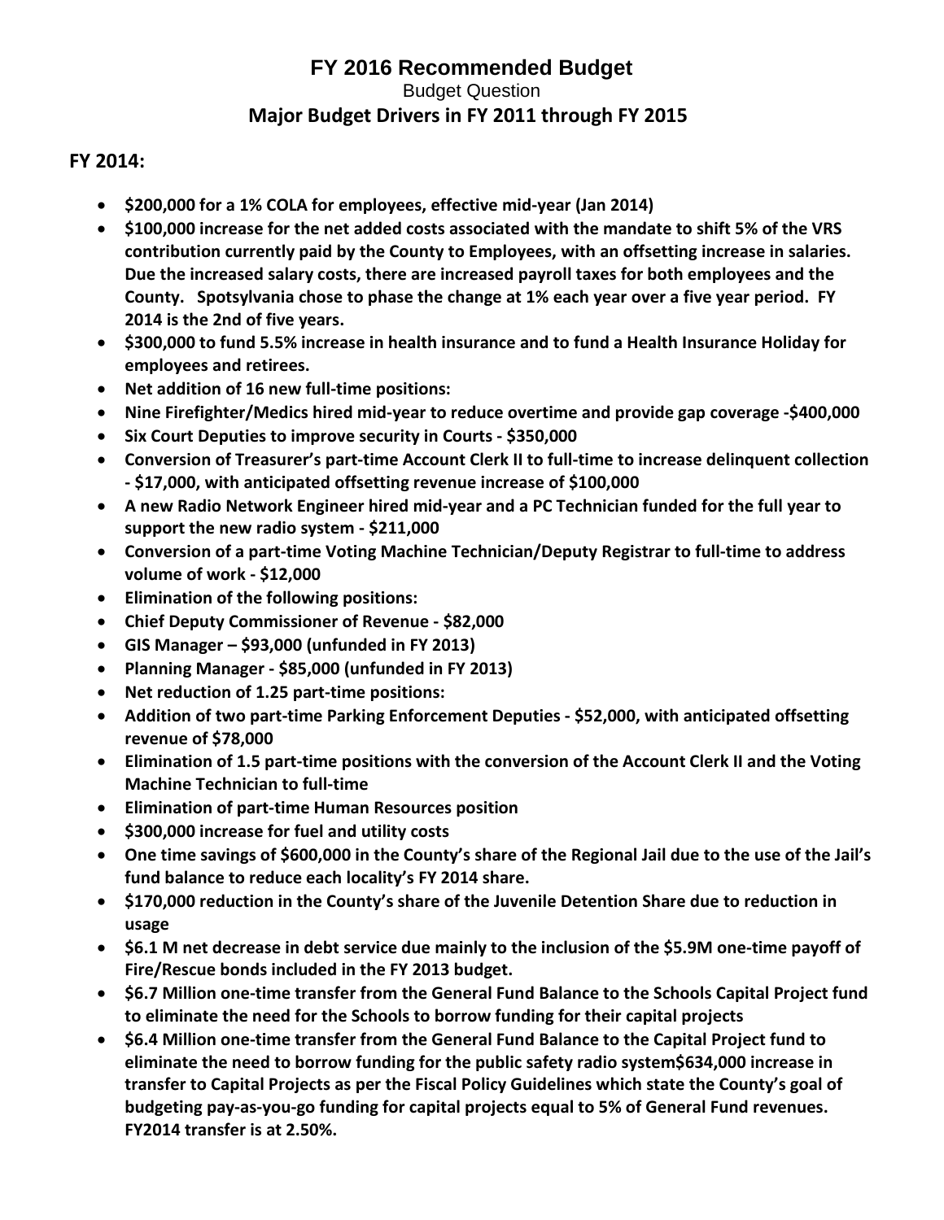# FY 2016 Recommended Budget

Budget Question

## Major Budget Drivers in FY 2011 through FY 2015

### FY 2014:

- **$200,000 for a 1% COLA for employees, effective mid-year (Jan 2014)**
- **$100,000 increase for the net added costs associated with the mandate to shift 5% of the VRS contribution currently paid by the County to Employees, with an offsetting increase in salaries. Due the increased salary costs, there are increased payroll taxes for both employees and the County. Spotsylvania chose to phase the change at 1% each year over a five year period. FY 2014 is the 2nd of five years.**
- **$300,000 to fund 5.5% increase in health insurance and to fund a Health Insurance Holiday for employees and retirees.**
- **Net addition of 16 new full-time positions:**
- **Nine Firefighter/Medics hired mid-year to reduce overtime and provide gap coverage -$400,000**
- **Six Court Deputies to improve security in Courts - $350,000**
- **Conversion of Treasurer's part-time Account Clerk II to full-time to increase delinquent collection - $17,000, with anticipated offsetting revenue increase of $100,000**
- **A new Radio Network Engineer hired mid-year and a PC Technician funded for the full year to support the new radio system - $211,000**
- **Conversion of a part-time Voting Machine Technician/Deputy Registrar to full-time to address volume of work - $12,000**
- **Elimination of the following positions:**
- **Chief Deputy Commissioner of Revenue - $82,000**
- **GIS Manager – $93,000 (unfunded in FY 2013)**
- **Planning Manager - $85,000 (unfunded in FY 2013)**
- **Net reduction of 1.25 part-time positions:**
- **Addition of two part-time Parking Enforcement Deputies - $52,000, with anticipated offsetting revenue of $78,000**
- **Elimination of 1.5 part-time positions with the conversion of the Account Clerk II and the Voting Machine Technician to full-time**
- **Elimination of part-time Human Resources position**
- **$300,000 increase for fuel and utility costs**
- **One time savings of $600,000 in the County's share of the Regional Jail due to the use of the Jail's fund balance to reduce each locality's FY 2014 share.**
- **$170,000 reduction in the County's share of the Juvenile Detention Share due to reduction in usage**
- **$6.1 M net decrease in debt service due mainly to the inclusion of the $5.9M one-time payoff of Fire/Rescue bonds included in the FY 2013 budget.**
- **$6.7 Million one-time transfer from the General Fund Balance to the Schools Capital Project fund to eliminate the need for the Schools to borrow funding for their capital projects**
- **$6.4 Million one-time transfer from the General Fund Balance to the Capital Project fund to eliminate the need to borrow funding for the public safety radio system$634,000 increase in transfer to Capital Projects as per the Fiscal Policy Guidelines which state the County's goal of budgeting pay-as-you-go funding for capital projects equal to 5% of General Fund revenues. FY2014 transfer is at 2.50%.**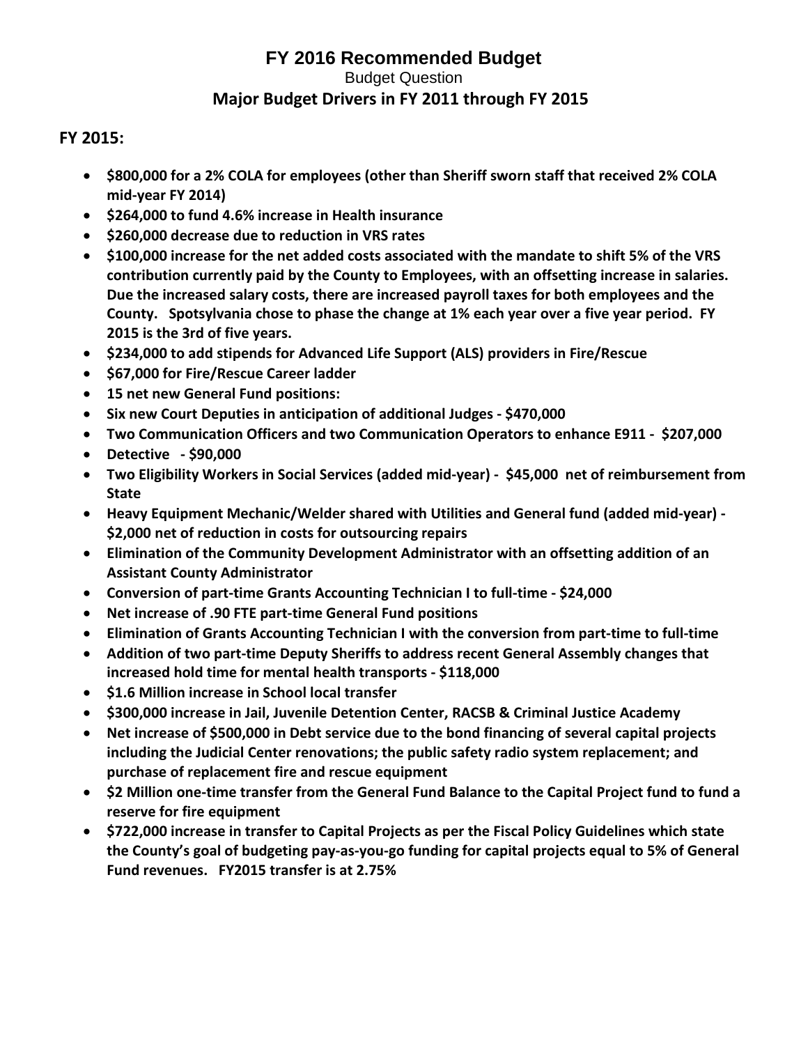# FY 2016 Recommended Budget

Budget Question

## Major Budget Drivers in FY 2011 through FY 2015

### FY 2015:

- **$800,000 for a 2% COLA for employees (other than Sheriff sworn staff that received 2% COLA mid-year FY 2014)**
- **$264,000 to fund 4.6% increase in Health insurance**
- **$260,000 decrease due to reduction in VRS rates**
- **$100,000 increase for the net added costs associated with the mandate to shift 5% of the VRS contribution currently paid by the County to Employees, with an offsetting increase in salaries. Due the increased salary costs, there are increased payroll taxes for both employees and the County. Spotsylvania chose to phase the change at 1% each year over a five year period. FY 2015 is the 3rd of five years.**
- **$234,000 to add stipends for Advanced Life Support (ALS) providers in Fire/Rescue**
- **$67,000 for Fire/Rescue Career ladder**
- **15 net new General Fund positions:**
- **Six new Court Deputies in anticipation of additional Judges - $470,000**
- **Two Communication Officers and two Communication Operators to enhance E911 - $207,000**
- **Detective - $90,000**
- **Two Eligibility Workers in Social Services (added mid-year) - $45,000 net of reimbursement from State**
- **Heavy Equipment Mechanic/Welder shared with Utilities and General fund (added mid-year) - $2,000 net of reduction in costs for outsourcing repairs**
- **Elimination of the Community Development Administrator with an offsetting addition of an Assistant County Administrator**
- **Conversion of part-time Grants Accounting Technician I to full-time - $24,000**
- **Net increase of .90 FTE part-time General Fund positions**
- **Elimination of Grants Accounting Technician I with the conversion from part-time to full-time**
- **Addition of two part-time Deputy Sheriffs to address recent General Assembly changes that increased hold time for mental health transports - $118,000**
- **$1.6 Million increase in School local transfer**
- **$300,000 increase in Jail, Juvenile Detention Center, RACSB & Criminal Justice Academy**
- **Net increase of $500,000 in Debt service due to the bond financing of several capital projects including the Judicial Center renovations; the public safety radio system replacement; and purchase of replacement fire and rescue equipment**
- **$2 Million one-time transfer from the General Fund Balance to the Capital Project fund to fund a reserve for fire equipment**
- **$722,000 increase in transfer to Capital Projects as per the Fiscal Policy Guidelines which state the County's goal of budgeting pay-as-you-go funding for capital projects equal to 5% of General Fund revenues. FY2015 transfer is at 2.75%**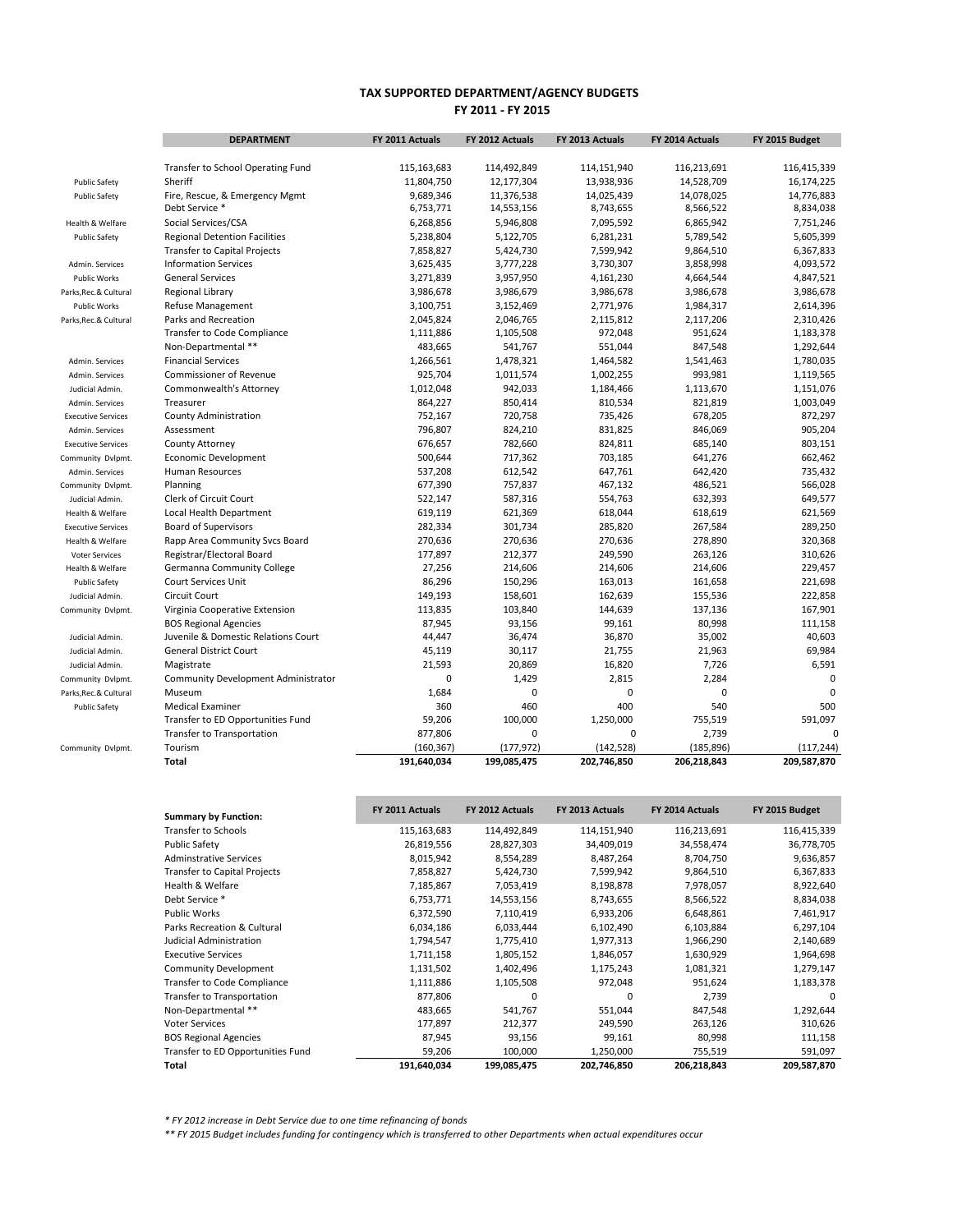## TAX SUPPORTED DEPARTMENT/AGENCY BUDGETS
### FY 2011 - FY 2015

| | DEPARTMENT | FY 2011 Actuals | FY 2012 Actuals | FY 2013 Actuals | FY 2014 Actuals | FY 2015 Budget |
|---|---|---|---|---|---|---|
| | Transfer to School Operating Fund | 115,163,683 | 114,492,849 | 114,151,940 | 116,213,691 | 116,415,339 |
| Public Safety | Sheriff | 11,804,750 | 12,177,304 | 13,938,936 | 14,528,709 | 16,174,225 |
| Public Safety | Fire, Rescue, & Emergency Mgmt | 9,689,346 | 11,376,538 | 14,025,439 | 14,078,025 | 14,776,883 |
| | Debt Service * | 6,753,771 | 14,553,156 | 8,743,655 | 8,566,522 | 8,834,038 |
| Health & Welfare | Social Services/CSA | 6,268,856 | 5,946,808 | 7,095,592 | 6,865,942 | 7,751,246 |
| Public Safety | Regional Detention Facilities | 5,238,804 | 5,122,705 | 6,281,231 | 5,789,542 | 5,605,399 |
| | Transfer to Capital Projects | 7,858,827 | 5,424,730 | 7,599,942 | 9,864,510 | 6,367,833 |
| Admin. Services | Information Services | 3,625,435 | 3,777,228 | 3,730,307 | 3,858,998 | 4,093,572 |
| Public Works | General Services | 3,271,839 | 3,957,950 | 4,161,230 | 4,664,544 | 4,847,521 |
| Parks,Rec.& Cultural | Regional Library | 3,986,678 | 3,986,679 | 3,986,678 | 3,986,678 | 3,986,678 |
| Public Works | Refuse Management | 3,100,751 | 3,152,469 | 2,771,976 | 1,984,317 | 2,614,396 |
| Parks,Rec.& Cultural | Parks and Recreation | 2,045,824 | 2,046,765 | 2,115,812 | 2,117,206 | 2,310,426 |
| | Transfer to Code Compliance | 1,111,886 | 1,105,508 | 972,048 | 951,624 | 1,183,378 |
| | Non-Departmental ** | 483,665 | 541,767 | 551,044 | 847,548 | 1,292,644 |
| Admin. Services | Financial Services | 1,266,561 | 1,478,321 | 1,464,582 | 1,541,463 | 1,780,035 |
| Admin. Services | Commissioner of Revenue | 925,704 | 1,011,574 | 1,002,255 | 993,981 | 1,119,565 |
| Judicial Admin. | Commonwealth's Attorney | 1,012,048 | 942,033 | 1,184,466 | 1,113,670 | 1,151,076 |
| Admin. Services | Treasurer | 864,227 | 850,414 | 810,534 | 821,819 | 1,003,049 |
| Executive Services | County Administration | 752,167 | 720,758 | 735,426 | 678,205 | 872,297 |
| Admin. Services | Assessment | 796,807 | 824,210 | 831,825 | 846,069 | 905,204 |
| Executive Services | County Attorney | 676,657 | 782,660 | 824,811 | 685,140 | 803,151 |
| Community Dvlpmt. | Economic Development | 500,644 | 717,362 | 703,185 | 641,276 | 662,462 |
| Admin. Services | Human Resources | 537,208 | 612,542 | 647,761 | 642,420 | 735,432 |
| Community Dvlpmt. | Planning | 677,390 | 757,837 | 467,132 | 486,521 | 566,028 |
| Judicial Admin. | Clerk of Circuit Court | 522,147 | 587,316 | 554,763 | 632,393 | 649,577 |
| Health & Welfare | Local Health Department | 619,119 | 621,369 | 618,044 | 618,619 | 621,569 |
| Executive Services | Board of Supervisors | 282,334 | 301,734 | 285,820 | 267,584 | 289,250 |
| Health & Welfare | Rapp Area Community Svcs Board | 270,636 | 270,636 | 270,636 | 278,890 | 320,368 |
| Voter Services | Registrar/Electoral Board | 177,897 | 212,377 | 249,590 | 263,126 | 310,626 |
| Health & Welfare | Germanna Community College | 27,256 | 214,606 | 214,606 | 214,606 | 229,457 |
| Public Safety | Court Services Unit | 86,296 | 150,296 | 163,013 | 161,658 | 221,698 |
| Judicial Admin. | Circuit Court | 149,193 | 158,601 | 162,639 | 155,536 | 222,858 |
| Community Dvlpmt. | Virginia Cooperative Extension | 113,835 | 103,840 | 144,639 | 137,136 | 167,901 |
| | BOS Regional Agencies | 87,945 | 93,156 | 99,161 | 80,998 | 111,158 |
| Judicial Admin. | Juvenile & Domestic Relations Court | 44,447 | 36,474 | 36,870 | 35,002 | 40,603 |
| Judicial Admin. | General District Court | 45,119 | 30,117 | 21,755 | 21,963 | 69,984 |
| Judicial Admin. | Magistrate | 21,593 | 20,869 | 16,820 | 7,726 | 6,591 |
| Community Dvlpmt. | Community Development Administrator | 0 | 1,429 | 2,815 | 2,284 | 0 |
| Parks,Rec.& Cultural | Museum | 1,684 | 0 | 0 | 0 | 0 |
| Public Safety | Medical Examiner | 360 | 460 | 400 | 540 | 500 |
| | Transfer to ED Opportunities Fund | 59,206 | 100,000 | 1,250,000 | 755,519 | 591,097 |
| | Transfer to Transportation | 877,806 | 0 | 0 | 2,739 | 0 |
| Community Dvlpmt. | Tourism | (160,367) | (177,972) | (142,528) | (185,896) | (117,244) |
| | **Total** | **191,640,034** | **199,085,475** | **202,746,850** | **206,218,843** | **209,587,870** |

| Summary by Function: | FY 2011 Actuals | FY 2012 Actuals | FY 2013 Actuals | FY 2014 Actuals | FY 2015 Budget |
|---|---|---|---|---|---|
| Transfer to Schools | 115,163,683 | 114,492,849 | 114,151,940 | 116,213,691 | 116,415,339 |
| Public Safety | 26,819,556 | 28,827,303 | 34,409,019 | 34,558,474 | 36,778,705 |
| Adminstrative Services | 8,015,942 | 8,554,289 | 8,487,264 | 8,704,750 | 9,636,857 |
| Transfer to Capital Projects | 7,858,827 | 5,424,730 | 7,599,942 | 9,864,510 | 6,367,833 |
| Health & Welfare | 7,185,867 | 7,053,419 | 8,198,878 | 7,978,057 | 8,922,640 |
| Debt Service * | 6,753,771 | 14,553,156 | 8,743,655 | 8,566,522 | 8,834,038 |
| Public Works | 6,372,590 | 7,110,419 | 6,933,206 | 6,648,861 | 7,461,917 |
| Parks Recreation & Cultural | 6,034,186 | 6,033,444 | 6,102,490 | 6,103,884 | 6,297,104 |
| Judicial Administration | 1,794,547 | 1,775,410 | 1,977,313 | 1,966,290 | 2,140,689 |
| Executive Services | 1,711,158 | 1,805,152 | 1,846,057 | 1,630,929 | 1,964,698 |
| Community Development | 1,131,502 | 1,402,496 | 1,175,243 | 1,081,321 | 1,279,147 |
| Transfer to Code Compliance | 1,111,886 | 1,105,508 | 972,048 | 951,624 | 1,183,378 |
| Transfer to Transportation | 877,806 | 0 | 0 | 2,739 | 0 |
| Non-Departmental ** | 483,665 | 541,767 | 551,044 | 847,548 | 1,292,644 |
| Voter Services | 177,897 | 212,377 | 249,590 | 263,126 | 310,626 |
| BOS Regional Agencies | 87,945 | 93,156 | 99,161 | 80,998 | 111,158 |
| Transfer to ED Opportunities Fund | 59,206 | 100,000 | 1,250,000 | 755,519 | 591,097 |
| **Total** | **191,640,034** | **199,085,475** | **202,746,850** | **206,218,843** | **209,587,870** |

*\* FY 2012 increase in Debt Service due to one time refinancing of bonds*

*\*\* FY 2015 Budget includes funding for contingency which is transferred to other Departments when actual expenditures occur*